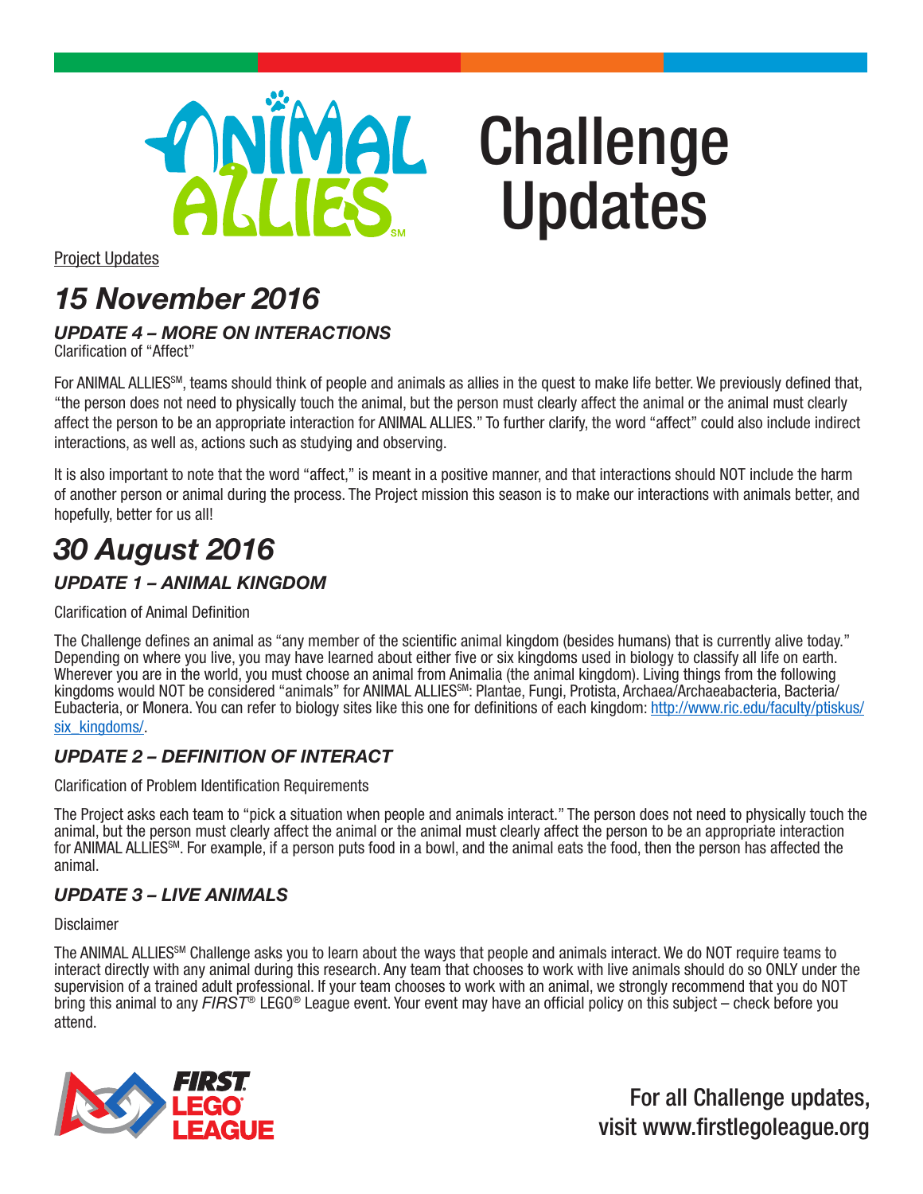# ANIMAL ALLIES[SM] Challenge Updates

Project Updates

## *15 November 2016*

### *UPDATE 4 – MORE ON INTERACTIONS*

Clarification of "Affect"

For ANIMAL ALLIES[SM], teams should think of people and animals as allies in the quest to make life better. We previously defined that, "the person does not need to physically touch the animal, but the person must clearly affect the animal or the animal must clearly affect the person to be an appropriate interaction for ANIMAL ALLIES." To further clarify, the word "affect" could also include indirect interactions, as well as, actions such as studying and observing.

It is also important to note that the word "affect," is meant in a positive manner, and that interactions should NOT include the harm of another person or animal during the process. The Project mission this season is to make our interactions with animals better, and hopefully, better for us all!

## *30 August 2016*

### *UPDATE 1 – ANIMAL KINGDOM*

Clarification of Animal Definition

The Challenge defines an animal as "any member of the scientific animal kingdom (besides humans) that is currently alive today." Depending on where you live, you may have learned about either five or six kingdoms used in biology to classify all life on earth. Wherever you are in the world, you must choose an animal from Animalia (the animal kingdom). Living things from the following kingdoms would NOT be considered "animals" for ANIMAL ALLIES[SM]: Plantae, Fungi, Protista, Archaea/Archaeabacteria, Bacteria/Eubacteria, or Monera. You can refer to biology sites like this one for definitions of each kingdom: http://www.ric.edu/faculty/ptiskus/six_kingdoms/.

### *UPDATE 2 – DEFINITION OF INTERACT*

Clarification of Problem Identification Requirements

The Project asks each team to "pick a situation when people and animals interact." The person does not need to physically touch the animal, but the person must clearly affect the animal or the animal must clearly affect the person to be an appropriate interaction for ANIMAL ALLIES[SM]. For example, if a person puts food in a bowl, and the animal eats the food, then the person has affected the animal.

### *UPDATE 3 – LIVE ANIMALS*

Disclaimer

The ANIMAL ALLIES[SM] Challenge asks you to learn about the ways that people and animals interact. We do NOT require teams to interact directly with any animal during this research. Any team that chooses to work with live animals should do so ONLY under the supervision of a trained adult professional. If your team chooses to work with an animal, we strongly recommend that you do NOT bring this animal to any *FIRST*® LEGO® League event. Your event may have an official policy on this subject – check before you attend.

FIRST LEGO LEAGUE

For all Challenge updates, visit www.firstlegoleague.org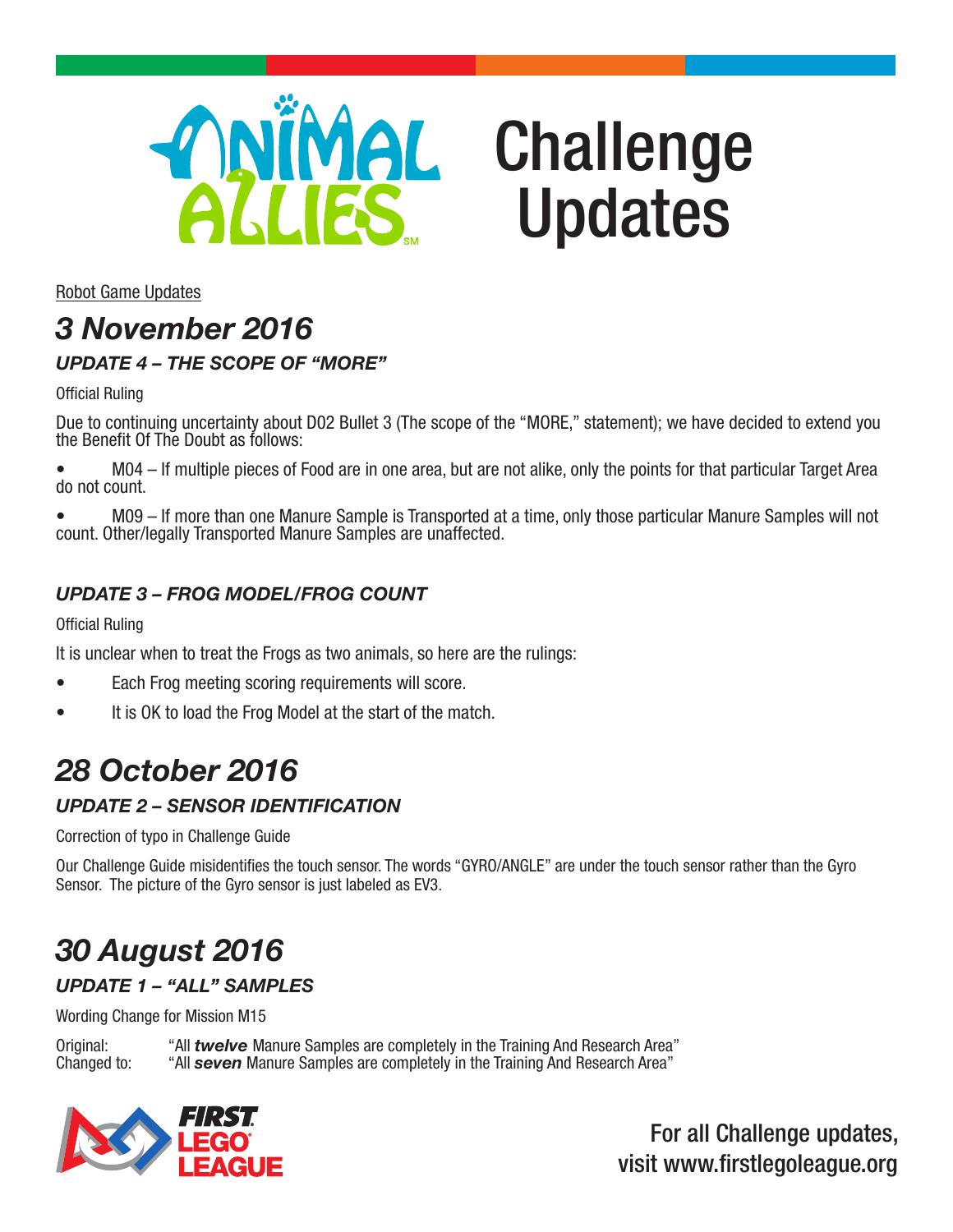# Animal Allies Challenge Updates

Robot Game Updates

## *3 November 2016*

### *UPDATE 4 – THE SCOPE OF "MORE"*

Official Ruling

Due to continuing uncertainty about D02 Bullet 3 (The scope of the "MORE," statement); we have decided to extend you the Benefit Of The Doubt as follows:

- M04 – If multiple pieces of Food are in one area, but are not alike, only the points for that particular Target Area do not count.
- M09 – If more than one Manure Sample is Transported at a time, only those particular Manure Samples will not count. Other/legally Transported Manure Samples are unaffected.

### *UPDATE 3 – FROG MODEL/FROG COUNT*

Official Ruling

It is unclear when to treat the Frogs as two animals, so here are the rulings:

- Each Frog meeting scoring requirements will score.
- It is OK to load the Frog Model at the start of the match.

## *28 October 2016*

### *UPDATE 2 – SENSOR IDENTIFICATION*

Correction of typo in Challenge Guide

Our Challenge Guide misidentifies the touch sensor. The words "GYRO/ANGLE" are under the touch sensor rather than the Gyro Sensor. The picture of the Gyro sensor is just labeled as EV3.

## *30 August 2016*

### *UPDATE 1 – "ALL" SAMPLES*

Wording Change for Mission M15

Original: "All ***twelve*** Manure Samples are completely in the Training And Research Area"
Changed to: "All ***seven*** Manure Samples are completely in the Training And Research Area"

FIRST LEGO LEAGUE

For all Challenge updates, visit www.firstlegoleague.org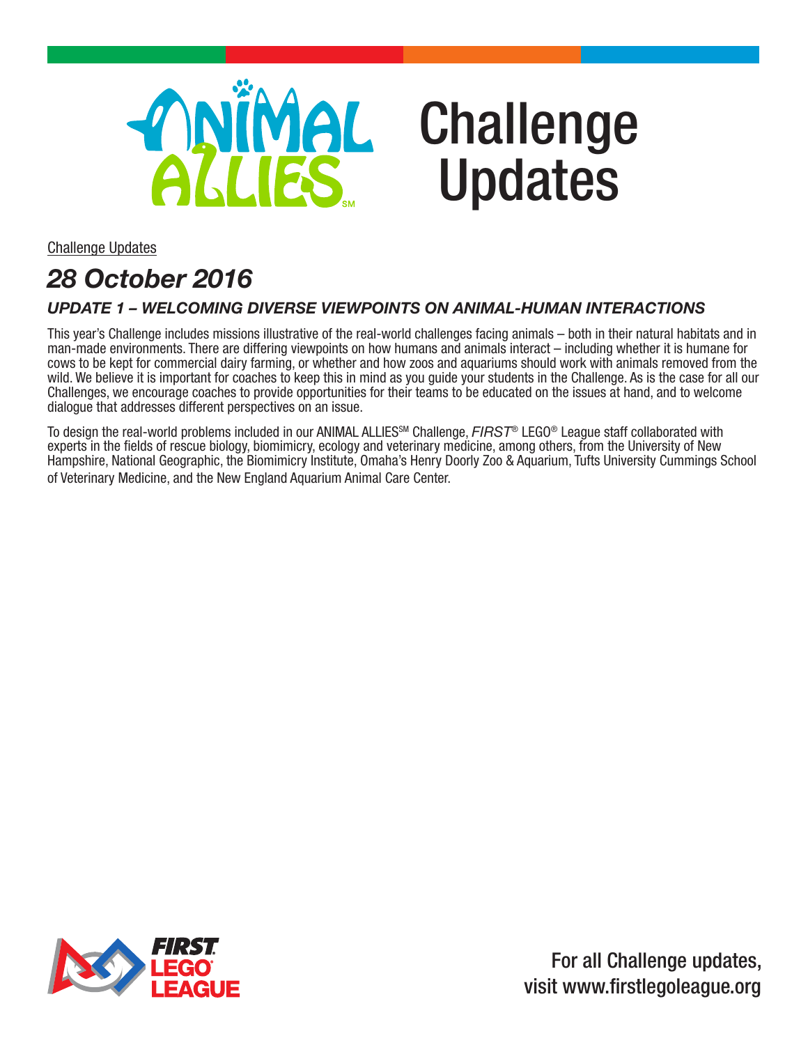# Challenge Updates

Challenge Updates

## *28 October 2016*

### *UPDATE 1 – WELCOMING DIVERSE VIEWPOINTS ON ANIMAL-HUMAN INTERACTIONS*

This year's Challenge includes missions illustrative of the real-world challenges facing animals – both in their natural habitats and in man-made environments. There are differing viewpoints on how humans and animals interact – including whether it is humane for cows to be kept for commercial dairy farming, or whether and how zoos and aquariums should work with animals removed from the wild. We believe it is important for coaches to keep this in mind as you guide your students in the Challenge. As is the case for all our Challenges, we encourage coaches to provide opportunities for their teams to be educated on the issues at hand, and to welcome dialogue that addresses different perspectives on an issue.

To design the real-world problems included in our ANIMAL ALLIES℠ Challenge, *FIRST*® LEGO® League staff collaborated with experts in the fields of rescue biology, biomimicry, ecology and veterinary medicine, among others, from the University of New Hampshire, National Geographic, the Biomimicry Institute, Omaha's Henry Doorly Zoo & Aquarium, Tufts University Cummings School of Veterinary Medicine, and the New England Aquarium Animal Care Center.

For all Challenge updates, visit www.firstlegoleague.org